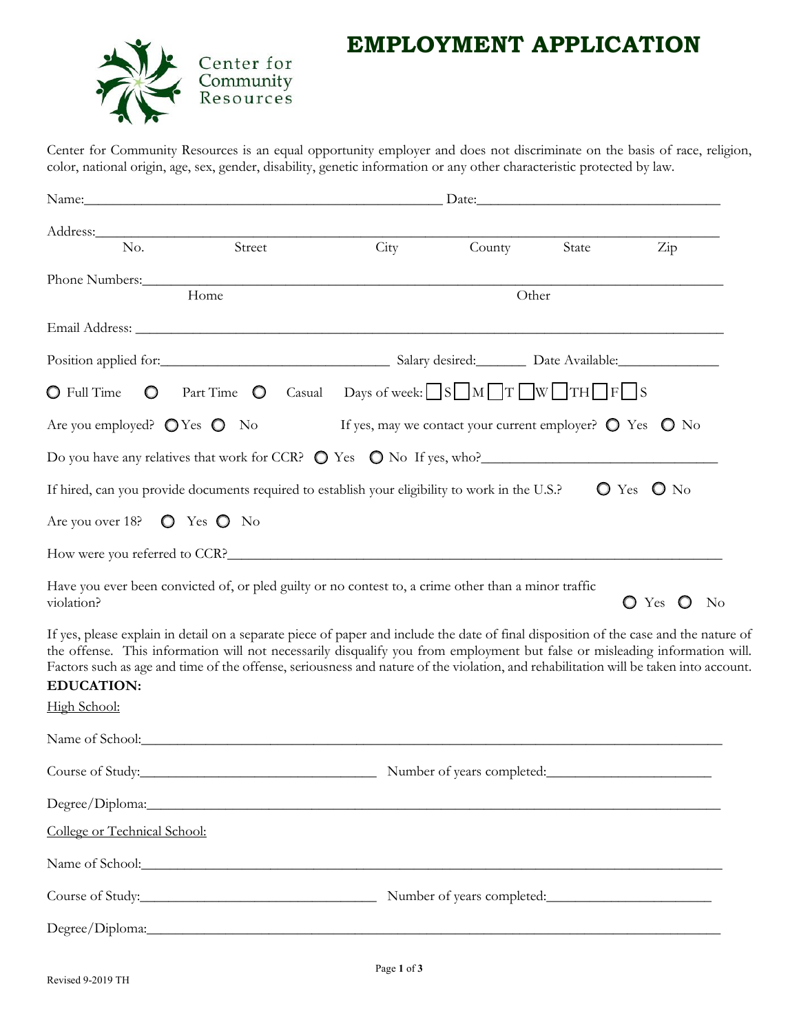Center for Community Resources

# EMPLOYMENT APPLICATION

Center for Community Resources is an equal opportunity employer and does not discriminate on the basis of race, religion, color, national origin, age, sex, gender, disability, genetic information or any other characteristic protected by law.

Name:_______________________________________________ Date:________________________________

Address:_________________________________________________________________________________
No. Street City County State Zip

Phone Numbers:___________________________________________________________________________
Home Other

Email Address: ____________________________________________________________________________

Position applied for:______________________________ Salary desired:_______ Date Available:______________

○ Full Time ○ Part Time ○ Casual Days of week: ☐ S ☐ M ☐ T ☐ W ☐ TH ☐ F ☐ S

Are you employed? ○ Yes ○ No If yes, may we contact your current employer? ○ Yes ○ No

Do you have any relatives that work for CCR? ○ Yes ○ No If yes, who?_______________________________

If hired, can you provide documents required to establish your eligibility to work in the U.S.? ○ Yes ○ No

Are you over 18? ○ Yes ○ No

How were you referred to CCR?_______________________________________________________________

Have you ever been convicted of, or pled guilty or no contest to, a crime other than a minor traffic violation? ○ Yes ○ No

If yes, please explain in detail on a separate piece of paper and include the date of final disposition of the case and the nature of the offense. This information will not necessarily disqualify you from employment but false or misleading information will. Factors such as age and time of the offense, seriousness and nature of the violation, and rehabilitation will be taken into account.

**EDUCATION:**

High School:

Name of School:__________________________________________________________________________

Course of Study:_______________________________ Number of years completed:______________________

Degree/Diploma:_________________________________________________________________________

College or Technical School:

Name of School:__________________________________________________________________________

Course of Study:_______________________________ Number of years completed:______________________

Degree/Diploma:_________________________________________________________________________

Revised 9-2019 TH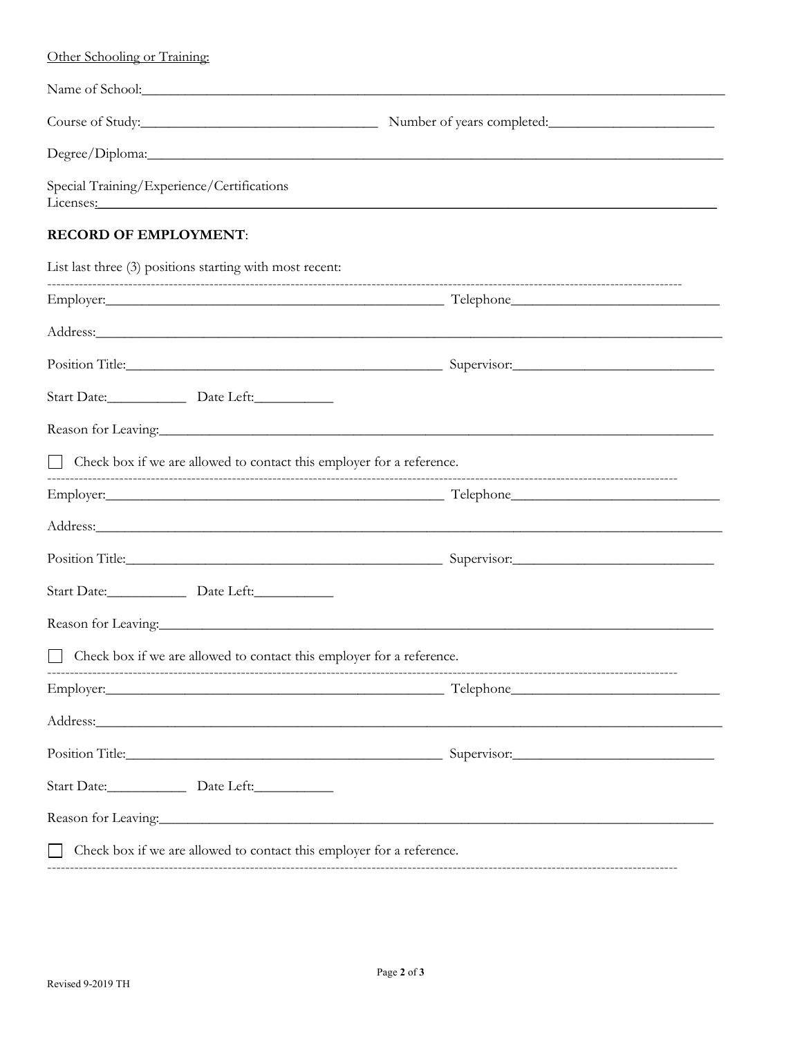Other Schooling or Training:

Name of School:_______________________________________________________________________________

Course of Study:_________________________________ Number of years completed:_______________________

Degree/Diploma:_______________________________________________________________________________

Special Training/Experience/Certifications
Licenses:_____________________________________________________________________________________

**RECORD OF EMPLOYMENT**:

List last three (3) positions starting with most recent:

---

Employer:_______________________________________________ Telephone_____________________________

Address:______________________________________________________________________________________

Position Title:___________________________________________ Supervisor:___________________________

Start Date:___________ Date Left:___________

Reason for Leaving:_____________________________________________________________________________

☐ Check box if we are allowed to contact this employer for a reference.

---

Employer:_______________________________________________ Telephone_____________________________

Address:______________________________________________________________________________________

Position Title:___________________________________________ Supervisor:___________________________

Start Date:___________ Date Left:___________

Reason for Leaving:_____________________________________________________________________________

☐ Check box if we are allowed to contact this employer for a reference.

---

Employer:_______________________________________________ Telephone_____________________________

Address:______________________________________________________________________________________

Position Title:___________________________________________ Supervisor:___________________________

Start Date:___________ Date Left:___________

Reason for Leaving:_____________________________________________________________________________

☐ Check box if we are allowed to contact this employer for a reference.

---

Revised 9-2019 TH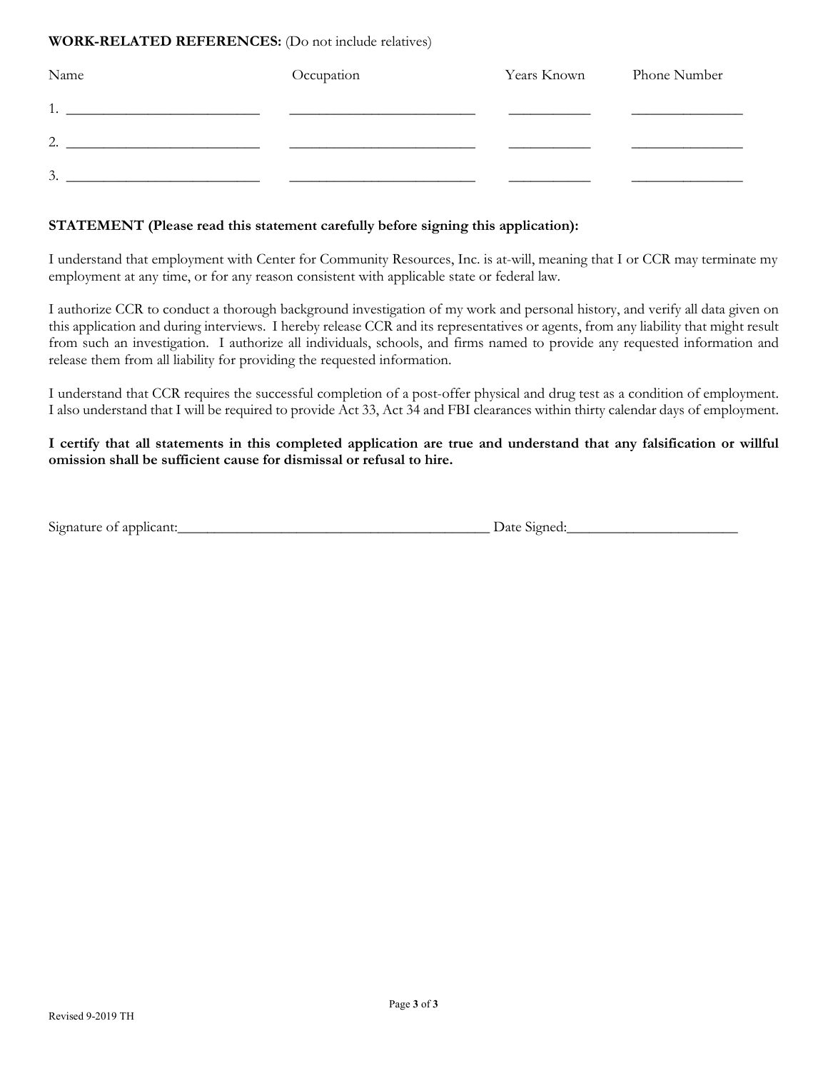**WORK-RELATED REFERENCES:** (Do not include relatives)

| Name | Occupation | Years Known | Phone Number |
|---|---|---|---|
| 1. \_\_\_\_\_\_\_\_\_\_\_\_\_\_\_\_\_\_\_\_\_\_\_\_\_ | \_\_\_\_\_\_\_\_\_\_\_\_\_\_\_\_\_\_\_\_\_\_\_\_\_ | \_\_\_\_\_\_\_\_\_\_\_ | \_\_\_\_\_\_\_\_\_\_\_\_\_\_\_ |
| 2. \_\_\_\_\_\_\_\_\_\_\_\_\_\_\_\_\_\_\_\_\_\_\_\_\_ | \_\_\_\_\_\_\_\_\_\_\_\_\_\_\_\_\_\_\_\_\_\_\_\_\_ | \_\_\_\_\_\_\_\_\_\_\_ | \_\_\_\_\_\_\_\_\_\_\_\_\_\_\_ |
| 3. \_\_\_\_\_\_\_\_\_\_\_\_\_\_\_\_\_\_\_\_\_\_\_\_\_ | \_\_\_\_\_\_\_\_\_\_\_\_\_\_\_\_\_\_\_\_\_\_\_\_\_ | \_\_\_\_\_\_\_\_\_\_\_ | \_\_\_\_\_\_\_\_\_\_\_\_\_\_\_ |

**STATEMENT (Please read this statement carefully before signing this application):**

I understand that employment with Center for Community Resources, Inc. is at-will, meaning that I or CCR may terminate my employment at any time, or for any reason consistent with applicable state or federal law.

I authorize CCR to conduct a thorough background investigation of my work and personal history, and verify all data given on this application and during interviews. I hereby release CCR and its representatives or agents, from any liability that might result from such an investigation. I authorize all individuals, schools, and firms named to provide any requested information and release them from all liability for providing the requested information.

I understand that CCR requires the successful completion of a post-offer physical and drug test as a condition of employment. I also understand that I will be required to provide Act 33, Act 34 and FBI clearances within thirty calendar days of employment.

**I certify that all statements in this completed application are true and understand that any falsification or willful omission shall be sufficient cause for dismissal or refusal to hire.**

Signature of applicant:\_\_\_\_\_\_\_\_\_\_\_\_\_\_\_\_\_\_\_\_\_\_\_\_\_\_\_\_\_\_\_\_\_\_\_\_\_\_\_\_\_\_\_ Date Signed:\_\_\_\_\_\_\_\_\_\_\_\_\_\_\_\_\_\_\_\_\_\_\_

Revised 9-2019 TH